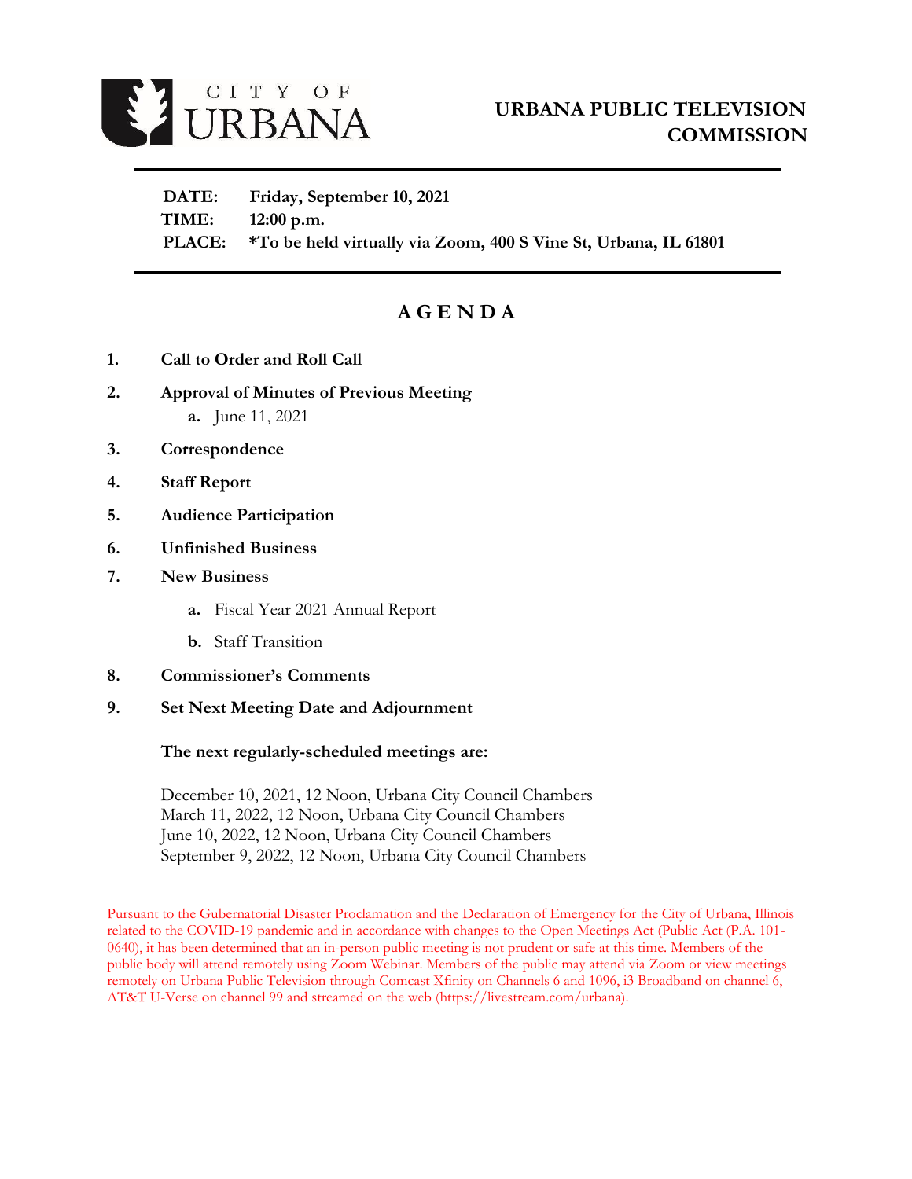CITY OF URBANA

# URBANA PUBLIC TELEVISION COMMISSION

---

**DATE:** **Friday, September 10, 2021**
**TIME:** **12:00 p.m.**
**PLACE:** **\*To be held virtually via Zoom, 400 S Vine St, Urbana, IL 61801**

---

## AGENDA

1. **Call to Order and Roll Call**
2. **Approval of Minutes of Previous Meeting**
   - **a.** June 11, 2021
3. **Correspondence**
4. **Staff Report**
5. **Audience Participation**
6. **Unfinished Business**
7. **New Business**
   - **a.** Fiscal Year 2021 Annual Report
   - **b.** Staff Transition
8. **Commissioner's Comments**
9. **Set Next Meeting Date and Adjournment**

**The next regularly-scheduled meetings are:**

December 10, 2021, 12 Noon, Urbana City Council Chambers
March 11, 2022, 12 Noon, Urbana City Council Chambers
June 10, 2022, 12 Noon, Urbana City Council Chambers
September 9, 2022, 12 Noon, Urbana City Council Chambers

Pursuant to the Gubernatorial Disaster Proclamation and the Declaration of Emergency for the City of Urbana, Illinois related to the COVID-19 pandemic and in accordance with changes to the Open Meetings Act (Public Act (P.A. 101-0640), it has been determined that an in-person public meeting is not prudent or safe at this time. Members of the public body will attend remotely using Zoom Webinar. Members of the public may attend via Zoom or view meetings remotely on Urbana Public Television through Comcast Xfinity on Channels 6 and 1096, i3 Broadband on channel 6, AT&T U-Verse on channel 99 and streamed on the web (https://livestream.com/urbana).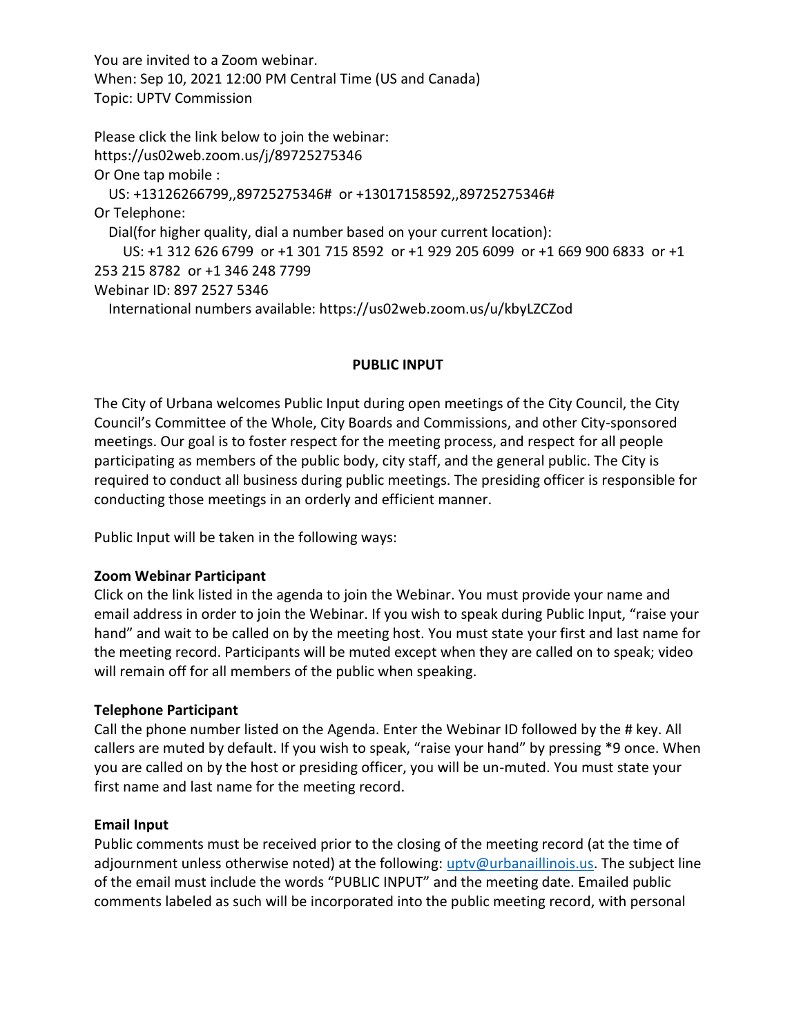You are invited to a Zoom webinar.
When: Sep 10, 2021 12:00 PM Central Time (US and Canada)
Topic: UPTV Commission

Please click the link below to join the webinar:
https://us02web.zoom.us/j/89725275346
Or One tap mobile :
  US: +13126266799,,89725275346# or +13017158592,,89725275346#
Or Telephone:
  Dial(for higher quality, dial a number based on your current location):
    US: +1 312 626 6799 or +1 301 715 8592 or +1 929 205 6099 or +1 669 900 6833 or +1 253 215 8782 or +1 346 248 7799
Webinar ID: 897 2527 5346
  International numbers available: https://us02web.zoom.us/u/kbyLZCZod

## PUBLIC INPUT

The City of Urbana welcomes Public Input during open meetings of the City Council, the City Council's Committee of the Whole, City Boards and Commissions, and other City-sponsored meetings. Our goal is to foster respect for the meeting process, and respect for all people participating as members of the public body, city staff, and the general public. The City is required to conduct all business during public meetings. The presiding officer is responsible for conducting those meetings in an orderly and efficient manner.

Public Input will be taken in the following ways:

**Zoom Webinar Participant**
Click on the link listed in the agenda to join the Webinar. You must provide your name and email address in order to join the Webinar. If you wish to speak during Public Input, "raise your hand" and wait to be called on by the meeting host. You must state your first and last name for the meeting record. Participants will be muted except when they are called on to speak; video will remain off for all members of the public when speaking.

**Telephone Participant**
Call the phone number listed on the Agenda. Enter the Webinar ID followed by the # key. All callers are muted by default. If you wish to speak, "raise your hand" by pressing *9 once. When you are called on by the host or presiding officer, you will be un-muted. You must state your first name and last name for the meeting record.

**Email Input**
Public comments must be received prior to the closing of the meeting record (at the time of adjournment unless otherwise noted) at the following: uptv@urbanaillinois.us. The subject line of the email must include the words "PUBLIC INPUT" and the meeting date. Emailed public comments labeled as such will be incorporated into the public meeting record, with personal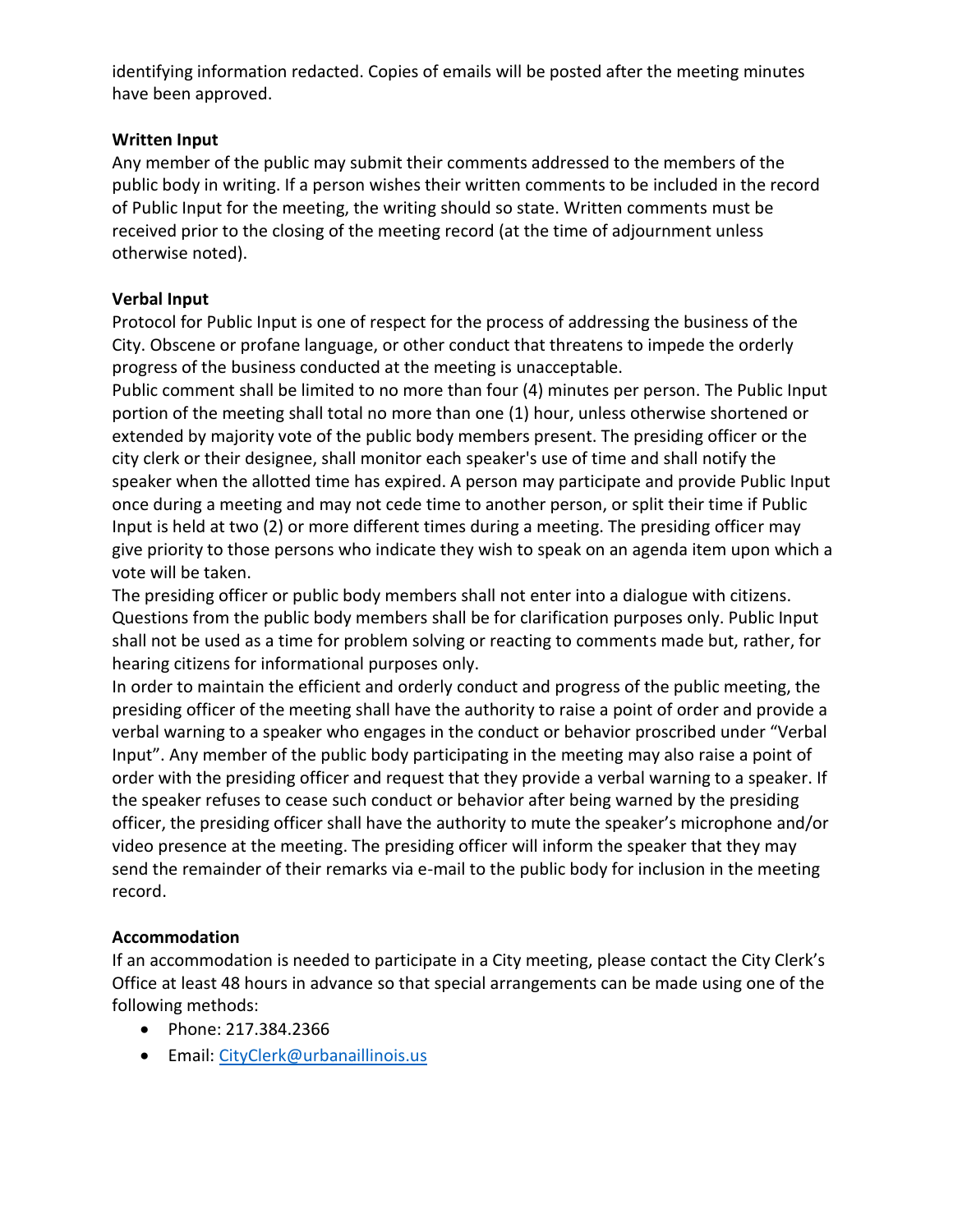identifying information redacted. Copies of emails will be posted after the meeting minutes have been approved.

**Written Input**

Any member of the public may submit their comments addressed to the members of the public body in writing. If a person wishes their written comments to be included in the record of Public Input for the meeting, the writing should so state. Written comments must be received prior to the closing of the meeting record (at the time of adjournment unless otherwise noted).

**Verbal Input**

Protocol for Public Input is one of respect for the process of addressing the business of the City. Obscene or profane language, or other conduct that threatens to impede the orderly progress of the business conducted at the meeting is unacceptable.

Public comment shall be limited to no more than four (4) minutes per person. The Public Input portion of the meeting shall total no more than one (1) hour, unless otherwise shortened or extended by majority vote of the public body members present. The presiding officer or the city clerk or their designee, shall monitor each speaker's use of time and shall notify the speaker when the allotted time has expired. A person may participate and provide Public Input once during a meeting and may not cede time to another person, or split their time if Public Input is held at two (2) or more different times during a meeting. The presiding officer may give priority to those persons who indicate they wish to speak on an agenda item upon which a vote will be taken.

The presiding officer or public body members shall not enter into a dialogue with citizens. Questions from the public body members shall be for clarification purposes only. Public Input shall not be used as a time for problem solving or reacting to comments made but, rather, for hearing citizens for informational purposes only.

In order to maintain the efficient and orderly conduct and progress of the public meeting, the presiding officer of the meeting shall have the authority to raise a point of order and provide a verbal warning to a speaker who engages in the conduct or behavior proscribed under "Verbal Input". Any member of the public body participating in the meeting may also raise a point of order with the presiding officer and request that they provide a verbal warning to a speaker. If the speaker refuses to cease such conduct or behavior after being warned by the presiding officer, the presiding officer shall have the authority to mute the speaker's microphone and/or video presence at the meeting. The presiding officer will inform the speaker that they may send the remainder of their remarks via e-mail to the public body for inclusion in the meeting record.

**Accommodation**

If an accommodation is needed to participate in a City meeting, please contact the City Clerk's Office at least 48 hours in advance so that special arrangements can be made using one of the following methods:

- Phone: 217.384.2366
- Email: CityClerk@urbanaillinois.us